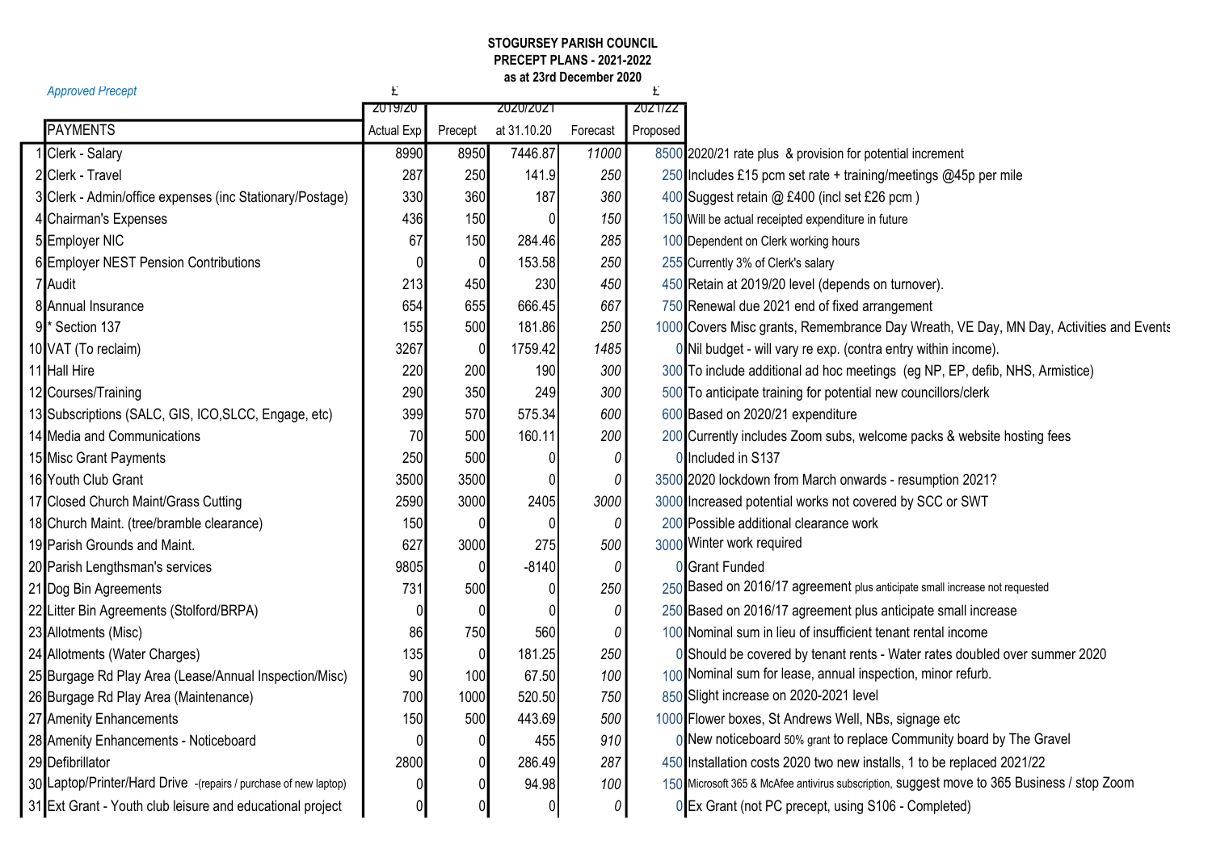**STOGURSEY PARISH COUNCIL**
**PRECEPT PLANS - 2021-2022**
**as at 23rd December 2020**

*Approved Precept*

| | | £ 2019/20 | 2020/2021 | | | £ 2021/22 | |
|---|---|---|---|---|---|---|---|
| | PAYMENTS | Actual Exp | Precept | at 31.10.20 | Forecast | Proposed | |
| 1 | Clerk - Salary | 8990 | 8950 | 7446.87 | *11000* | 8500 | 2020/21 rate plus & provision for potential increment |
| 2 | Clerk - Travel | 287 | 250 | 141.9 | *250* | 250 | Includes £15 pcm set rate + training/meetings @45p per mile |
| 3 | Clerk - Admin/office expenses (inc Stationary/Postage) | 330 | 360 | 187 | *360* | 400 | Suggest retain @ £400 (incl set £26 pcm ) |
| 4 | Chairman's Expenses | 436 | 150 | 0 | *150* | 150 | Will be actual receipted expenditure in future |
| 5 | Employer NIC | 67 | 150 | 284.46 | *285* | 100 | Dependent on Clerk working hours |
| 6 | Employer NEST Pension Contributions | 0 | 0 | 153.58 | *250* | 255 | Currently 3% of Clerk's salary |
| 7 | Audit | 213 | 450 | 230 | *450* | 450 | Retain at 2019/20 level (depends on turnover). |
| 8 | Annual Insurance | 654 | 655 | 666.45 | *667* | 750 | Renewal due 2021 end of fixed arrangement |
| 9 | * Section 137 | 155 | 500 | 181.86 | *250* | 1000 | Covers Misc grants, Remembrance Day Wreath, VE Day, MN Day, Activities and Events |
| 10 | VAT (To reclaim) | 3267 | 0 | 1759.42 | *1485* | 0 | Nil budget - will vary re exp. (contra entry within income). |
| 11 | Hall Hire | 220 | 200 | 190 | *300* | 300 | To include additional ad hoc meetings (eg NP, EP, defib, NHS, Armistice) |
| 12 | Courses/Training | 290 | 350 | 249 | *300* | 500 | To anticipate training for potential new councillors/clerk |
| 13 | Subscriptions (SALC, GIS, ICO,SLCC, Engage, etc) | 399 | 570 | 575.34 | *600* | 600 | Based on 2020/21 expenditure |
| 14 | Media and Communications | 70 | 500 | 160.11 | *200* | 200 | Currently includes Zoom subs, welcome packs & website hosting fees |
| 15 | Misc Grant Payments | 250 | 500 | 0 | *0* | 0 | Included in S137 |
| 16 | Youth Club Grant | 3500 | 3500 | 0 | *0* | 3500 | 2020 lockdown from March onwards - resumption 2021? |
| 17 | Closed Church Maint/Grass Cutting | 2590 | 3000 | 2405 | *3000* | 3000 | Increased potential works not covered by SCC or SWT |
| 18 | Church Maint. (tree/bramble clearance) | 150 | 0 | 0 | *0* | 200 | Possible additional clearance work |
| 19 | Parish Grounds and Maint. | 627 | 3000 | 275 | *500* | 3000 | Winter work required |
| 20 | Parish Lengthsman's services | 9805 | 0 | -8140 | *0* | 0 | Grant Funded |
| 21 | Dog Bin Agreements | 731 | 500 | 0 | *250* | 250 | Based on 2016/17 agreement plus anticipate small increase not requested |
| 22 | Litter Bin Agreements (Stolford/BRPA) | 0 | 0 | 0 | *0* | 250 | Based on 2016/17 agreement plus anticipate small increase |
| 23 | Allotments (Misc) | 86 | 750 | 560 | *0* | 100 | Nominal sum in lieu of insufficient tenant rental income |
| 24 | Allotments (Water Charges) | 135 | 0 | 181.25 | *250* | 0 | Should be covered by tenant rents - Water rates doubled over summer 2020 |
| 25 | Burgage Rd Play Area (Lease/Annual Inspection/Misc) | 90 | 100 | 67.50 | *100* | 100 | Nominal sum for lease, annual inspection, minor refurb. |
| 26 | Burgage Rd Play Area (Maintenance) | 700 | 1000 | 520.50 | *750* | 850 | Slight increase on 2020-2021 level |
| 27 | Amenity Enhancements | 150 | 500 | 443.69 | *500* | 1000 | Flower boxes, St Andrews Well, NBs, signage etc |
| 28 | Amenity Enhancements - Noticeboard | 0 | 0 | 455 | *910* | 0 | New noticeboard 50% grant to replace Community board by The Gravel |
| 29 | Defibrillator | 2800 | 0 | 286.49 | *287* | 450 | Installation costs 2020 two new installs, 1 to be replaced 2021/22 |
| 30 | Laptop/Printer/Hard Drive -(repairs / purchase of new laptop) | 0 | 0 | 94.98 | *100* | 150 | Microsoft 365 & McAfee antivirus subscription, suggest move to 365 Business / stop Zoom |
| 31 | Ext Grant - Youth club leisure and educational project | 0 | 0 | 0 | *0* | 0 | Ex Grant (not PC precept, using S106 - Completed) |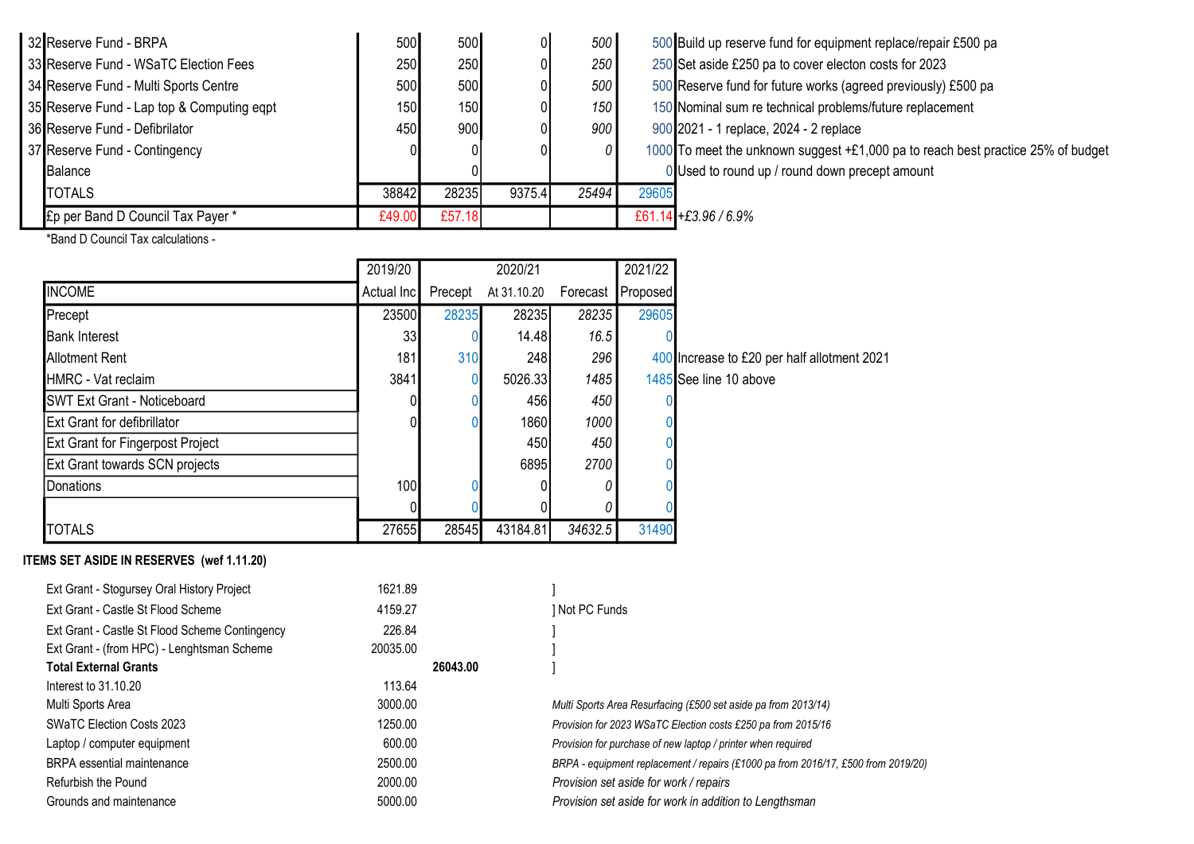| | | | | | | | |
|---|---|---|---|---|---|---|---|
| 32 | Reserve Fund - BRPA | 500 | 500 | 0 | *500* | 500 | Build up reserve fund for equipment replace/repair £500 pa |
| 33 | Reserve Fund - WSaTC Election Fees | 250 | 250 | 0 | *250* | 250 | Set aside £250 pa to cover electon costs for 2023 |
| 34 | Reserve Fund - Multi Sports Centre | 500 | 500 | 0 | *500* | 500 | Reserve fund for future works (agreed previously) £500 pa |
| 35 | Reserve Fund - Lap top & Computing eqpt | 150 | 150 | 0 | *150* | 150 | Nominal sum re technical problems/future replacement |
| 36 | Reserve Fund - Defibrilator | 450 | 900 | 0 | *900* | 900 | 2021 - 1 replace, 2024 - 2 replace |
| 37 | Reserve Fund - Contingency | 0 | 0 | 0 | *0* | 1000 | To meet the unknown suggest +£1,000 pa to reach best practice 25% of budget |
| | Balance | | 0 | | | 0 | Used to round up / round down precept amount |
| | TOTALS | 38842 | 28235 | 9375.4 | *25494* | 29605 | |
| | £p per Band D Council Tax Payer * | £49.00 | £57.18 | | | £61.14 | *+£3.96 / 6.9%* |

*Band D Council Tax calculations -

| | 2019/20 | 2020/21 | | | 2021/22 | |
|---|---|---|---|---|---|---|
| INCOME | Actual Inc | Precept | At 31.10.20 | Forecast | Proposed | |
| Precept | 23500 | 28235 | 28235 | *28235* | 29605 | |
| Bank Interest | 33 | 0 | 14.48 | *16.5* | 0 | |
| Allotment Rent | 181 | 310 | 248 | *296* | 400 | Increase to £20 per half allotment 2021 |
| HMRC - Vat reclaim | 3841 | 0 | 5026.33 | *1485* | 1485 | See line 10 above |
| SWT Ext Grant - Noticeboard | 0 | 0 | 456 | *450* | 0 | |
| Ext Grant for defibrillator | 0 | 0 | 1860 | *1000* | 0 | |
| Ext Grant for Fingerpost Project | | | 450 | *450* | 0 | |
| Ext Grant towards SCN projects | | | 6895 | *2700* | 0 | |
| Donations | 100 | 0 | 0 | *0* | 0 | |
| | 0 | 0 | 0 | *0* | 0 | |
| TOTALS | 27655 | 28545 | 43184.81 | *34632.5* | 31490 | |

**ITEMS SET ASIDE IN RESERVES (wef 1.11.20)**

| | | | |
|---|---|---|---|
| Ext Grant - Stogursey Oral History Project | 1621.89 | | ] |
| Ext Grant - Castle St Flood Scheme | 4159.27 | | ] Not PC Funds |
| Ext Grant - Castle St Flood Scheme Contingency | 226.84 | | ] |
| Ext Grant - (from HPC) - Lenghtsman Scheme | 20035.00 | | ] |
| **Total External Grants** | | **26043.00** | ] |
| Interest to 31.10.20 | 113.64 | | |
| Multi Sports Area | 3000.00 | | *Multi Sports Area Resurfacing (£500 set aside pa from 2013/14)* |
| SWaTC Election Costs 2023 | 1250.00 | | *Provision for 2023 WSaTC Election costs £250 pa from 2015/16* |
| Laptop / computer equipment | 600.00 | | *Provision for purchase of new laptop / printer when required* |
| BRPA essential maintenance | 2500.00 | | *BRPA - equipment replacement / repairs (£1000 pa from 2016/17, £500 from 2019/20)* |
| Refurbish the Pound | 2000.00 | | *Provision set aside for work / repairs* |
| Grounds and maintenance | 5000.00 | | *Provision set aside for work in addition to Lengthsman* |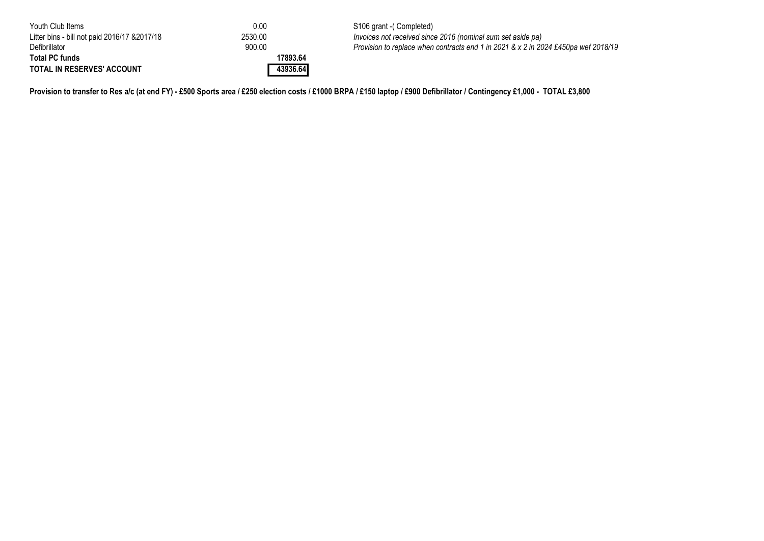| | | | |
|---|---|---|---|
| Youth Club Items | 0.00 | | S106 grant -( Completed) |
| Litter bins - bill not paid 2016/17 &2017/18 | 2530.00 | | *Invoices not received since 2016 (nominal sum set aside pa)* |
| Defibrillator | 900.00 | | *Provision to replace when contracts end 1 in 2021 & x 2 in 2024 £450pa wef 2018/19* |
| **Total PC funds** | | **17893.64** | |
| **TOTAL IN RESERVES' ACCOUNT** | | **43936.64** | |

**Provision to transfer to Res a/c (at end FY) - £500 Sports area / £250 election costs / £1000 BRPA / £150 laptop / £900 Defibrillator / Contingency £1,000 - TOTAL £3,800**